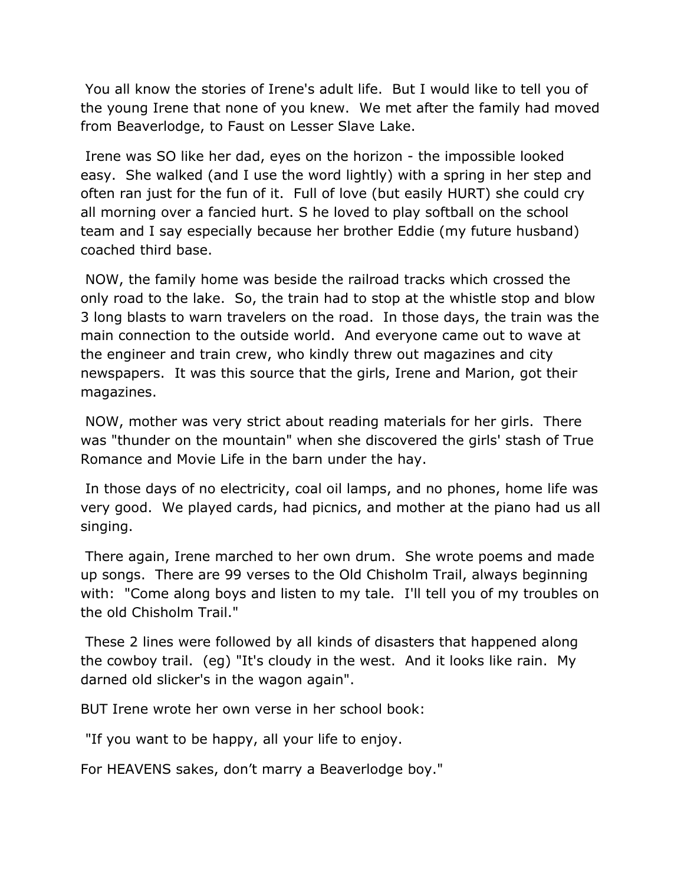You all know the stories of Irene's adult life. But I would like to tell you of the young Irene that none of you knew. We met after the family had moved from Beaverlodge, to Faust on Lesser Slave Lake.

Irene was SO like her dad, eyes on the horizon - the impossible looked easy. She walked (and I use the word lightly) with a spring in her step and often ran just for the fun of it. Full of love (but easily HURT) she could cry all morning over a fancied hurt. S he loved to play softball on the school team and I say especially because her brother Eddie (my future husband) coached third base.

NOW, the family home was beside the railroad tracks which crossed the only road to the lake. So, the train had to stop at the whistle stop and blow 3 long blasts to warn travelers on the road. In those days, the train was the main connection to the outside world. And everyone came out to wave at the engineer and train crew, who kindly threw out magazines and city newspapers. It was this source that the girls, Irene and Marion, got their magazines.

NOW, mother was very strict about reading materials for her girls. There was "thunder on the mountain" when she discovered the girls' stash of True Romance and Movie Life in the barn under the hay.

In those days of no electricity, coal oil lamps, and no phones, home life was very good. We played cards, had picnics, and mother at the piano had us all singing.

There again, Irene marched to her own drum. She wrote poems and made up songs. There are 99 verses to the Old Chisholm Trail, always beginning with: "Come along boys and listen to my tale. I'll tell you of my troubles on the old Chisholm Trail."

These 2 lines were followed by all kinds of disasters that happened along the cowboy trail. (eg) "It's cloudy in the west. And it looks like rain. My darned old slicker's in the wagon again".

BUT Irene wrote her own verse in her school book:

"If you want to be happy, all your life to enjoy.

For HEAVENS sakes, don't marry a Beaverlodge boy."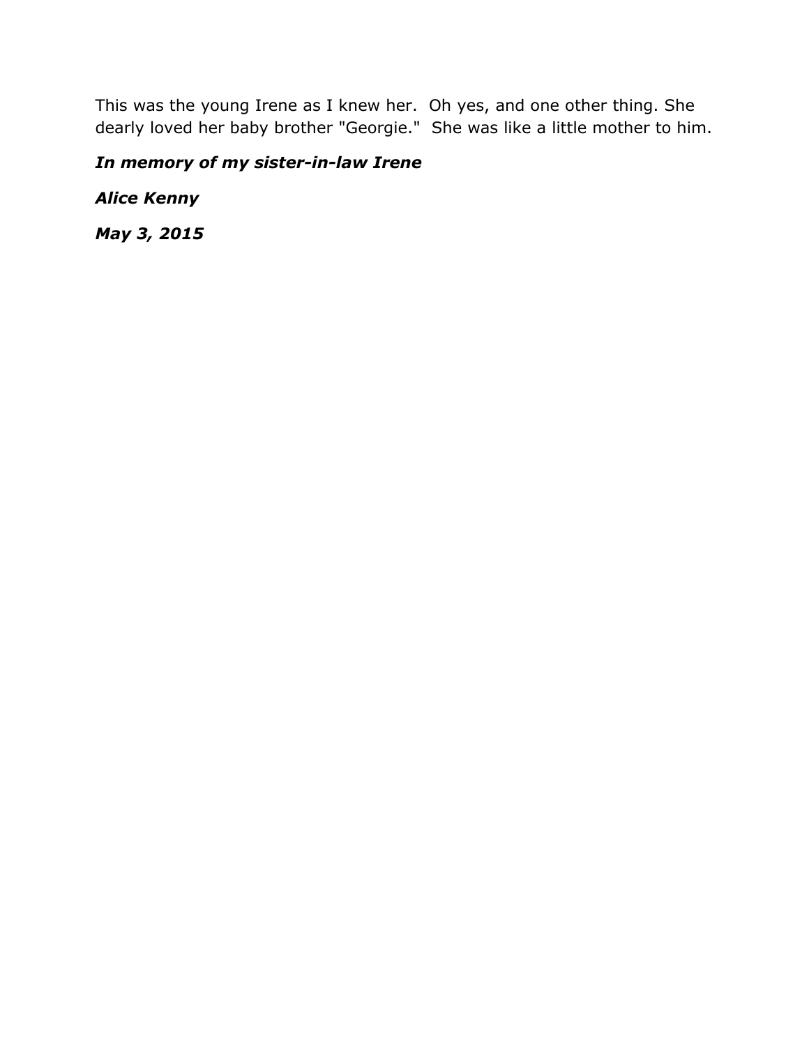This was the young Irene as I knew her. Oh yes, and one other thing. She dearly loved her baby brother "Georgie." She was like a little mother to him.

***In memory of my sister-in-law Irene***

***Alice Kenny***

***May 3, 2015***